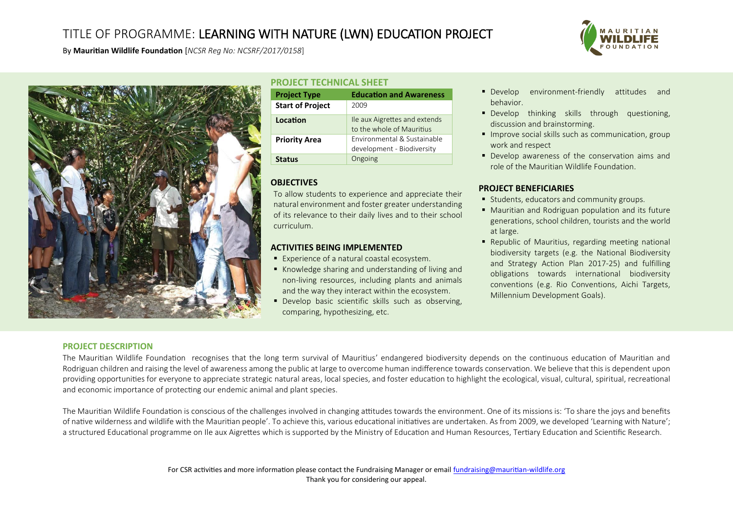# TITLE OF PROGRAMME: LEARNING WITH NATURE (LWN) EDUCATION PROJECT

By **Mauritian Wildlife Foundation** [*NCSR Reg No: NCSRF/2017/0158*]

## PROJECT TECHNICAL SHEET

| **Project Type** | **Education and Awareness** |
|---|---|
| **Start of Project** | 2009 |
| **Location** | Ile aux Aigrettes and extends to the whole of Mauritius |
| **Priority Area** | Environmental & Sustainable development - Biodiversity |
| **Status** | Ongoing |

## OBJECTIVES

To allow students to experience and appreciate their natural environment and foster greater understanding of its relevance to their daily lives and to their school curriculum.

## ACTIVITIES BEING IMPLEMENTED

- Experience of a natural coastal ecosystem.
- Knowledge sharing and understanding of living and non-living resources, including plants and animals and the way they interact within the ecosystem.
- Develop basic scientific skills such as observing, comparing, hypothesizing, etc.
- Develop environment-friendly attitudes and behavior.
- Develop thinking skills through questioning, discussion and brainstorming.
- Improve social skills such as communication, group work and respect
- Develop awareness of the conservation aims and role of the Mauritian Wildlife Foundation.

## PROJECT BENEFICIARIES

- Students, educators and community groups.
- Mauritian and Rodriguan population and its future generations, school children, tourists and the world at large.
- Republic of Mauritius, regarding meeting national biodiversity targets (e.g. the National Biodiversity and Strategy Action Plan 2017-25) and fulfilling obligations towards international biodiversity conventions (e.g. Rio Conventions, Aichi Targets, Millennium Development Goals).

## PROJECT DESCRIPTION

The Mauritian Wildlife Foundation recognises that the long term survival of Mauritius' endangered biodiversity depends on the continuous education of Mauritian and Rodriguan children and raising the level of awareness among the public at large to overcome human indifference towards conservation. We believe that this is dependent upon providing opportunities for everyone to appreciate strategic natural areas, local species, and foster education to highlight the ecological, visual, cultural, spiritual, recreational and economic importance of protecting our endemic animal and plant species.

The Mauritian Wildlife Foundation is conscious of the challenges involved in changing attitudes towards the environment. One of its missions is: 'To share the joys and benefits of native wilderness and wildlife with the Mauritian people'. To achieve this, various educational initiatives are undertaken. As from 2009, we developed 'Learning with Nature'; a structured Educational programme on Ile aux Aigrettes which is supported by the Ministry of Education and Human Resources, Tertiary Education and Scientific Research.

For CSR activities and more information please contact the Fundraising Manager or email fundraising@mauritian-wildlife.org
Thank you for considering our appeal.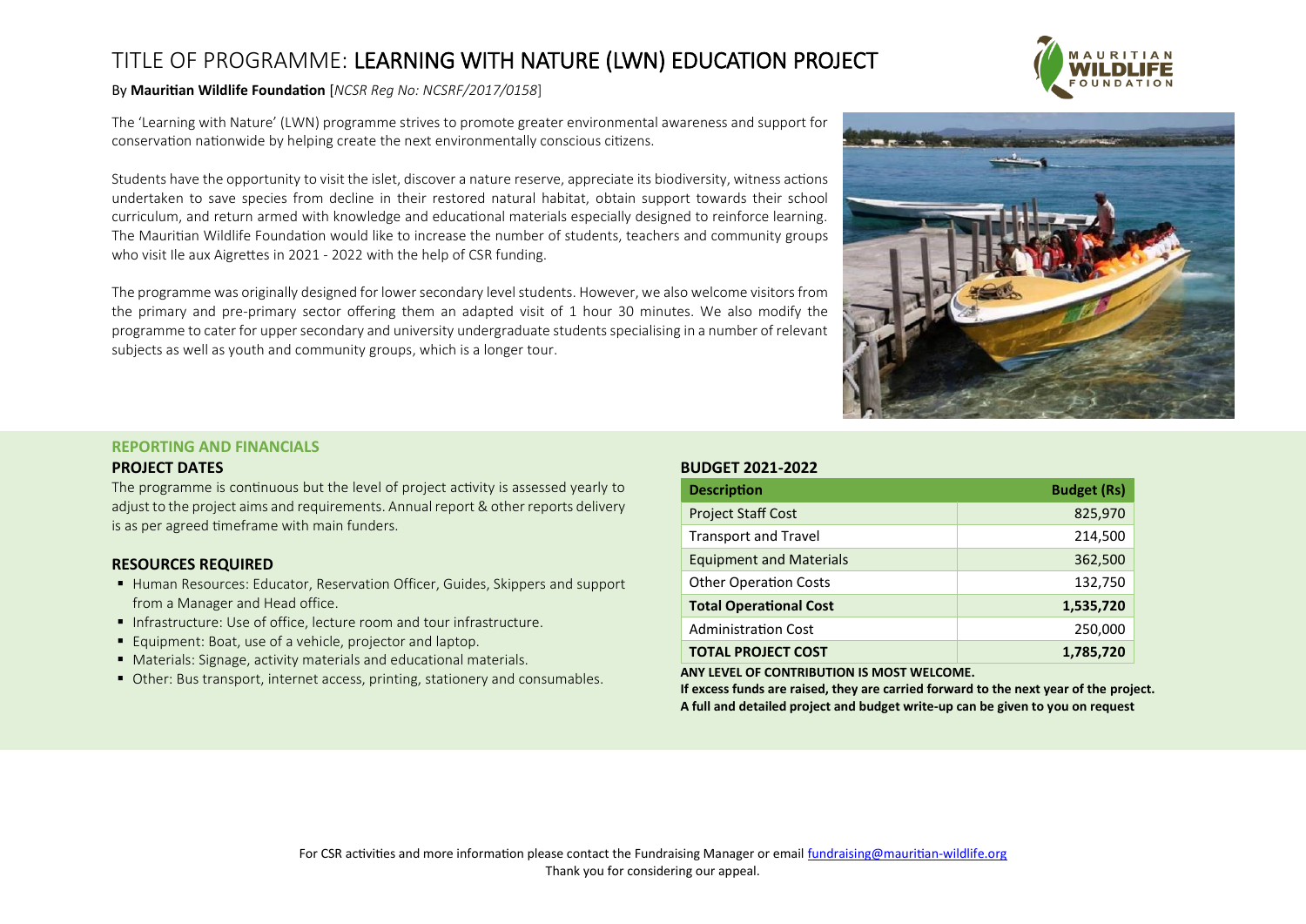# TITLE OF PROGRAMME: LEARNING WITH NATURE (LWN) EDUCATION PROJECT

By **Mauritian Wildlife Foundation** [*NCSR Reg No: NCSRF/2017/0158*]

The 'Learning with Nature' (LWN) programme strives to promote greater environmental awareness and support for conservation nationwide by helping create the next environmentally conscious citizens.

Students have the opportunity to visit the islet, discover a nature reserve, appreciate its biodiversity, witness actions undertaken to save species from decline in their restored natural habitat, obtain support towards their school curriculum, and return armed with knowledge and educational materials especially designed to reinforce learning. The Mauritian Wildlife Foundation would like to increase the number of students, teachers and community groups who visit Ile aux Aigrettes in 2021 - 2022 with the help of CSR funding.

The programme was originally designed for lower secondary level students. However, we also welcome visitors from the primary and pre-primary sector offering them an adapted visit of 1 hour 30 minutes. We also modify the programme to cater for upper secondary and university undergraduate students specialising in a number of relevant subjects as well as youth and community groups, which is a longer tour.

## REPORTING AND FINANCIALS

### PROJECT DATES

The programme is continuous but the level of project activity is assessed yearly to adjust to the project aims and requirements. Annual report & other reports delivery is as per agreed timeframe with main funders.

### RESOURCES REQUIRED

- Human Resources: Educator, Reservation Officer, Guides, Skippers and support from a Manager and Head office.
- Infrastructure: Use of office, lecture room and tour infrastructure.
- Equipment: Boat, use of a vehicle, projector and laptop.
- Materials: Signage, activity materials and educational materials.
- Other: Bus transport, internet access, printing, stationery and consumables.

### BUDGET 2021-2022

| Description | Budget (Rs) |
| --- | ---: |
| Project Staff Cost | 825,970 |
| Transport and Travel | 214,500 |
| Equipment and Materials | 362,500 |
| Other Operation Costs | 132,750 |
| **Total Operational Cost** | **1,535,720** |
| Administration Cost | 250,000 |
| **TOTAL PROJECT COST** | **1,785,720** |

**ANY LEVEL OF CONTRIBUTION IS MOST WELCOME.**

**If excess funds are raised, they are carried forward to the next year of the project.**
**A full and detailed project and budget write-up can be given to you on request**

For CSR activities and more information please contact the Fundraising Manager or email fundraising@mauritian-wildlife.org
Thank you for considering our appeal.